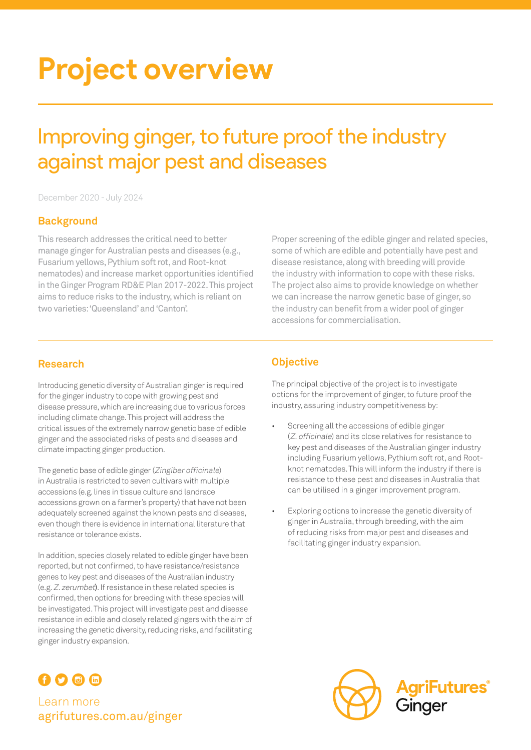# Project overview

## Improving ginger, to future proof the industry against major pest and diseases

December 2020 - July 2024

### Background

This research addresses the critical need to better manage ginger for Australian pests and diseases (e.g., Fusarium yellows, Pythium soft rot, and Root-knot nematodes) and increase market opportunities identified in the Ginger Program RD&E Plan 2017-2022. This project aims to reduce risks to the industry, which is reliant on two varieties: 'Queensland' and 'Canton'.

Proper screening of the edible ginger and related species, some of which are edible and potentially have pest and disease resistance, along with breeding will provide the industry with information to cope with these risks. The project also aims to provide knowledge on whether we can increase the narrow genetic base of ginger, so the industry can benefit from a wider pool of ginger accessions for commercialisation.

### Research

Introducing genetic diversity of Australian ginger is required for the ginger industry to cope with growing pest and disease pressure, which are increasing due to various forces including climate change. This project will address the critical issues of the extremely narrow genetic base of edible ginger and the associated risks of pests and diseases and climate impacting ginger production.

The genetic base of edible ginger (*Zingiber officinale*) in Australia is restricted to seven cultivars with multiple accessions (e.g. lines in tissue culture and landrace accessions grown on a farmer's property) that have not been adequately screened against the known pests and diseases, even though there is evidence in international literature that resistance or tolerance exists.

In addition, species closely related to edible ginger have been reported, but not confirmed, to have resistance/resistance genes to key pest and diseases of the Australian industry (e.g. *Z. zerumbet*). If resistance in these related species is confirmed, then options for breeding with these species will be investigated. This project will investigate pest and disease resistance in edible and closely related gingers with the aim of increasing the genetic diversity, reducing risks, and facilitating ginger industry expansion.

### Objective

The principal objective of the project is to investigate options for the improvement of ginger, to future proof the industry, assuring industry competitiveness by:

- Screening all the accessions of edible ginger (*Z. officinale*) and its close relatives for resistance to key pest and diseases of the Australian ginger industry including Fusarium yellows, Pythium soft rot, and Root-knot nematodes. This will inform the industry if there is resistance to these pest and diseases in Australia that can be utilised in a ginger improvement program.
- Exploring options to increase the genetic diversity of ginger in Australia, through breeding, with the aim of reducing risks from major pest and diseases and facilitating ginger industry expansion.

Learn more
agrifutures.com.au/ginger

AgriFutures® Ginger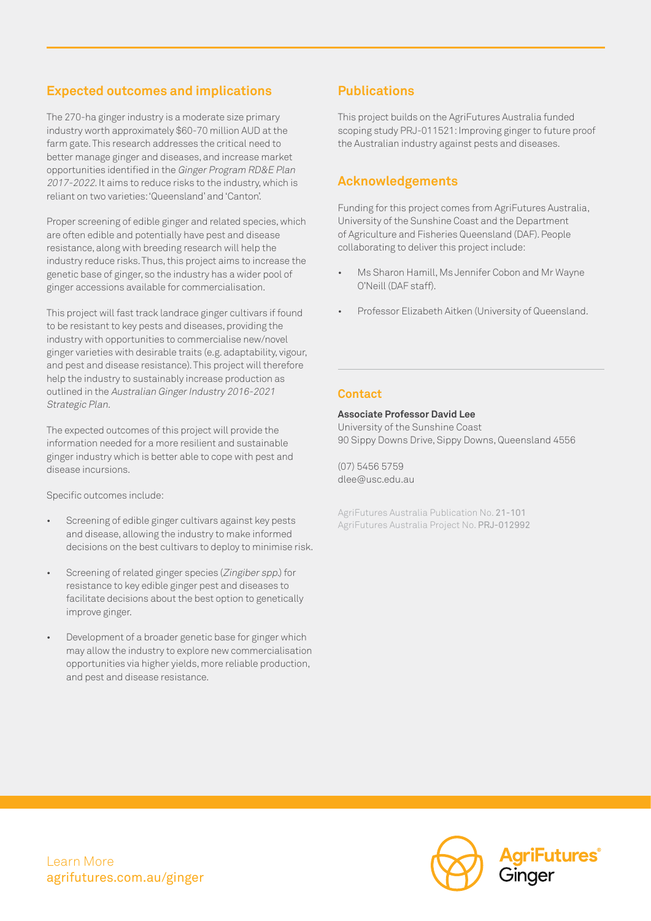## Expected outcomes and implications

The 270-ha ginger industry is a moderate size primary industry worth approximately $60-70 million AUD at the farm gate. This research addresses the critical need to better manage ginger and diseases, and increase market opportunities identified in the *Ginger Program RD&E Plan 2017-2022*. It aims to reduce risks to the industry, which is reliant on two varieties: 'Queensland' and 'Canton'.

Proper screening of edible ginger and related species, which are often edible and potentially have pest and disease resistance, along with breeding research will help the industry reduce risks. Thus, this project aims to increase the genetic base of ginger, so the industry has a wider pool of ginger accessions available for commercialisation.

This project will fast track landrace ginger cultivars if found to be resistant to key pests and diseases, providing the industry with opportunities to commercialise new/novel ginger varieties with desirable traits (e.g. adaptability, vigour, and pest and disease resistance). This project will therefore help the industry to sustainably increase production as outlined in the *Australian Ginger Industry 2016-2021 Strategic Plan*.

The expected outcomes of this project will provide the information needed for a more resilient and sustainable ginger industry which is better able to cope with pest and disease incursions.

Specific outcomes include:

- Screening of edible ginger cultivars against key pests and disease, allowing the industry to make informed decisions on the best cultivars to deploy to minimise risk.
- Screening of related ginger species (*Zingiber spp.*) for resistance to key edible ginger pest and diseases to facilitate decisions about the best option to genetically improve ginger.
- Development of a broader genetic base for ginger which may allow the industry to explore new commercialisation opportunities via higher yields, more reliable production, and pest and disease resistance.

## Publications

This project builds on the AgriFutures Australia funded scoping study PRJ-011521: Improving ginger to future proof the Australian industry against pests and diseases.

## Acknowledgements

Funding for this project comes from AgriFutures Australia, University of the Sunshine Coast and the Department of Agriculture and Fisheries Queensland (DAF). People collaborating to deliver this project include:

- Ms Sharon Hamill, Ms Jennifer Cobon and Mr Wayne O'Neill (DAF staff).
- Professor Elizabeth Aitken (University of Queensland.

## Contact

**Associate Professor David Lee**
University of the Sunshine Coast
90 Sippy Downs Drive, Sippy Downs, Queensland 4556

(07) 5456 5759
dlee@usc.edu.au

AgriFutures Australia Publication No. 21-101
AgriFutures Australia Project No. PRJ-012992

Learn More
agrifutures.com.au/ginger

AgriFutures® Ginger